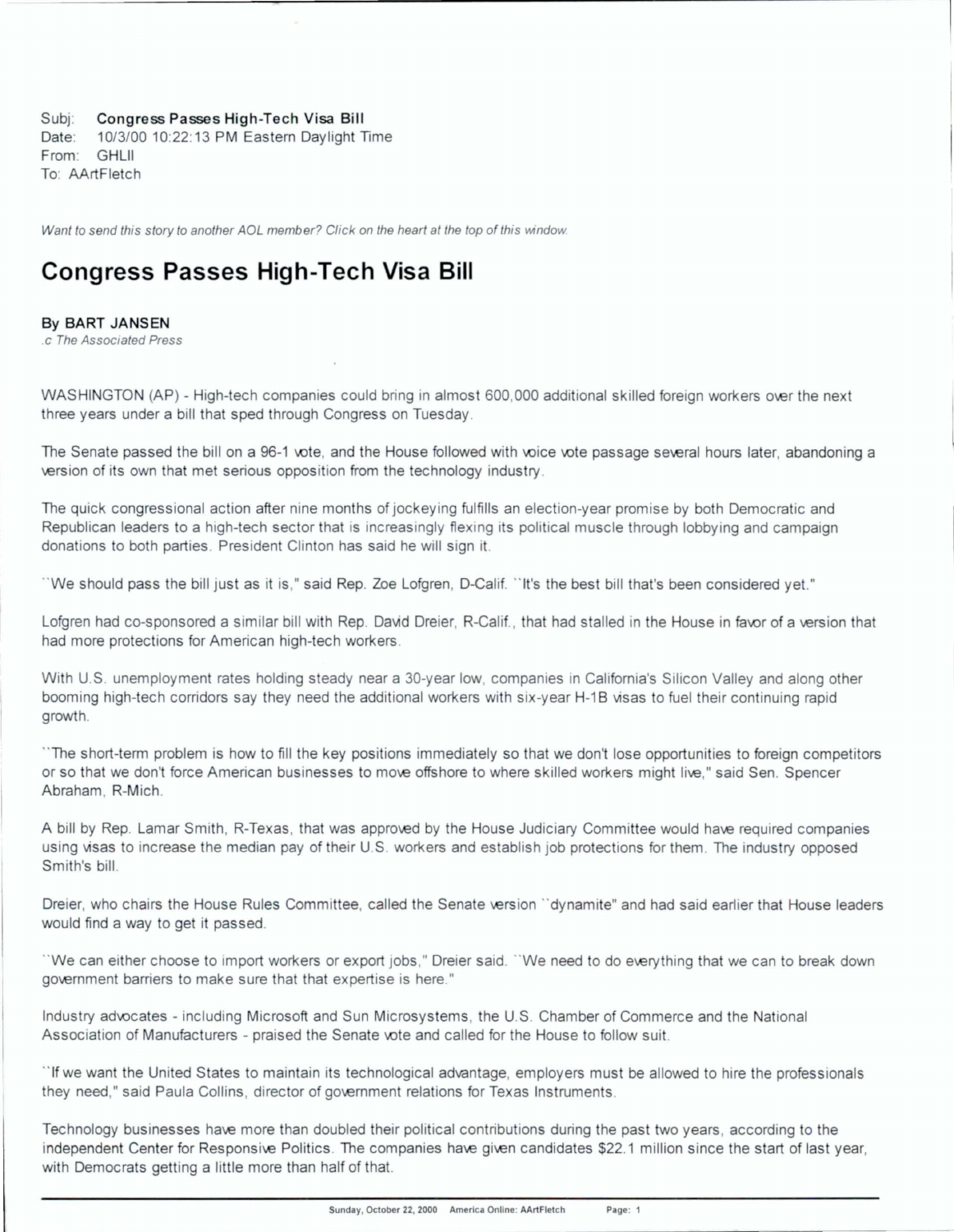Subj: **Congress Passes High-Tech Visa Bill**
Date: 10/3/00 10:22:13 PM Eastern Daylight Time
From: GHLII
To: AArtFletch

*Want to send this story to another AOL member? Click on the heart at the top of this window.*

# Congress Passes High-Tech Visa Bill

**By BART JANSEN**
*.c The Associated Press*

WASHINGTON (AP) - High-tech companies could bring in almost 600,000 additional skilled foreign workers over the next three years under a bill that sped through Congress on Tuesday.

The Senate passed the bill on a 96-1 vote, and the House followed with voice vote passage several hours later, abandoning a version of its own that met serious opposition from the technology industry.

The quick congressional action after nine months of jockeying fulfills an election-year promise by both Democratic and Republican leaders to a high-tech sector that is increasingly flexing its political muscle through lobbying and campaign donations to both parties. President Clinton has said he will sign it.

``We should pass the bill just as it is,'' said Rep. Zoe Lofgren, D-Calif. ``It's the best bill that's been considered yet.''

Lofgren had co-sponsored a similar bill with Rep. David Dreier, R-Calif., that had stalled in the House in favor of a version that had more protections for American high-tech workers.

With U.S. unemployment rates holding steady near a 30-year low, companies in California's Silicon Valley and along other booming high-tech corridors say they need the additional workers with six-year H-1B visas to fuel their continuing rapid growth.

``The short-term problem is how to fill the key positions immediately so that we don't lose opportunities to foreign competitors or so that we don't force American businesses to move offshore to where skilled workers might live,'' said Sen. Spencer Abraham, R-Mich.

A bill by Rep. Lamar Smith, R-Texas, that was approved by the House Judiciary Committee would have required companies using visas to increase the median pay of their U.S. workers and establish job protections for them. The industry opposed Smith's bill.

Dreier, who chairs the House Rules Committee, called the Senate version ``dynamite'' and had said earlier that House leaders would find a way to get it passed.

``We can either choose to import workers or export jobs,'' Dreier said. ``We need to do everything that we can to break down government barriers to make sure that that expertise is here.''

Industry advocates - including Microsoft and Sun Microsystems, the U.S. Chamber of Commerce and the National Association of Manufacturers - praised the Senate vote and called for the House to follow suit.

``If we want the United States to maintain its technological advantage, employers must be allowed to hire the professionals they need,'' said Paula Collins, director of government relations for Texas Instruments.

Technology businesses have more than doubled their political contributions during the past two years, according to the independent Center for Responsive Politics. The companies have given candidates $22.1 million since the start of last year, with Democrats getting a little more than half of that.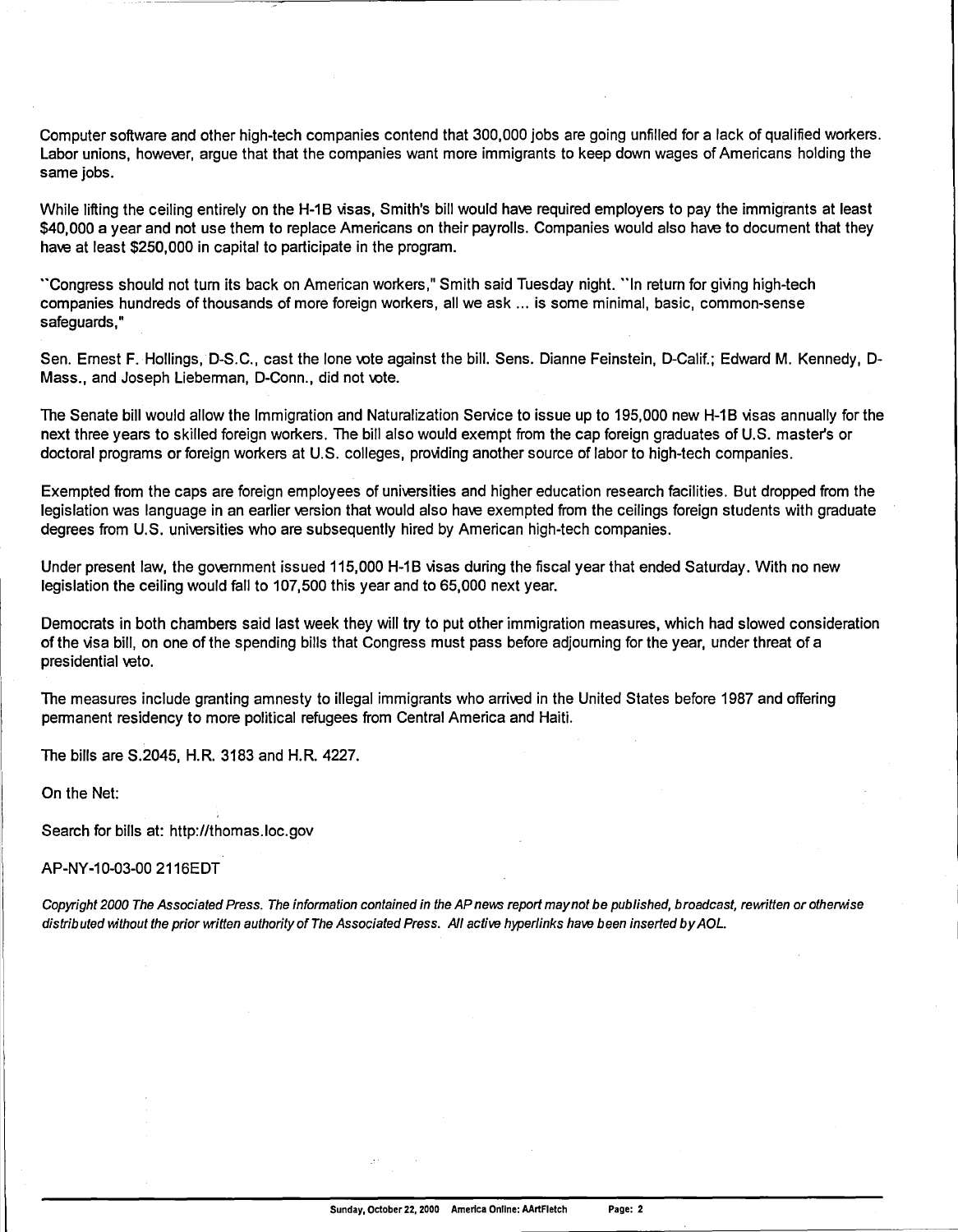Computer software and other high-tech companies contend that 300,000 jobs are going unfilled for a lack of qualified workers. Labor unions, however, argue that that the companies want more immigrants to keep down wages of Americans holding the same jobs.

While lifting the ceiling entirely on the H-1B visas, Smith's bill would have required employers to pay the immigrants at least $40,000 a year and not use them to replace Americans on their payrolls. Companies would also have to document that they have at least $250,000 in capital to participate in the program.

``Congress should not turn its back on American workers," Smith said Tuesday night. ``In return for giving high-tech companies hundreds of thousands of more foreign workers, all we ask ... is some minimal, basic, common-sense safeguards,"

Sen. Ernest F. Hollings, D-S.C., cast the lone vote against the bill. Sens. Dianne Feinstein, D-Calif.; Edward M. Kennedy, D-Mass., and Joseph Lieberman, D-Conn., did not vote.

The Senate bill would allow the Immigration and Naturalization Service to issue up to 195,000 new H-1B visas annually for the next three years to skilled foreign workers. The bill also would exempt from the cap foreign graduates of U.S. master's or doctoral programs or foreign workers at U.S. colleges, providing another source of labor to high-tech companies.

Exempted from the caps are foreign employees of universities and higher education research facilities. But dropped from the legislation was language in an earlier version that would also have exempted from the ceilings foreign students with graduate degrees from U.S. universities who are subsequently hired by American high-tech companies.

Under present law, the government issued 115,000 H-1B visas during the fiscal year that ended Saturday. With no new legislation the ceiling would fall to 107,500 this year and to 65,000 next year.

Democrats in both chambers said last week they will try to put other immigration measures, which had slowed consideration of the visa bill, on one of the spending bills that Congress must pass before adjourning for the year, under threat of a presidential veto.

The measures include granting amnesty to illegal immigrants who arrived in the United States before 1987 and offering permanent residency to more political refugees from Central America and Haiti.

The bills are S.2045, H.R. 3183 and H.R. 4227.

On the Net:

Search for bills at: http://thomas.loc.gov

AP-NY-10-03-00 2116EDT

*Copyright 2000 The Associated Press. The information contained in the AP news report may not be published, broadcast, rewritten or otherwise distributed without the prior written authority of The Associated Press. All active hyperlinks have been inserted by AOL.*